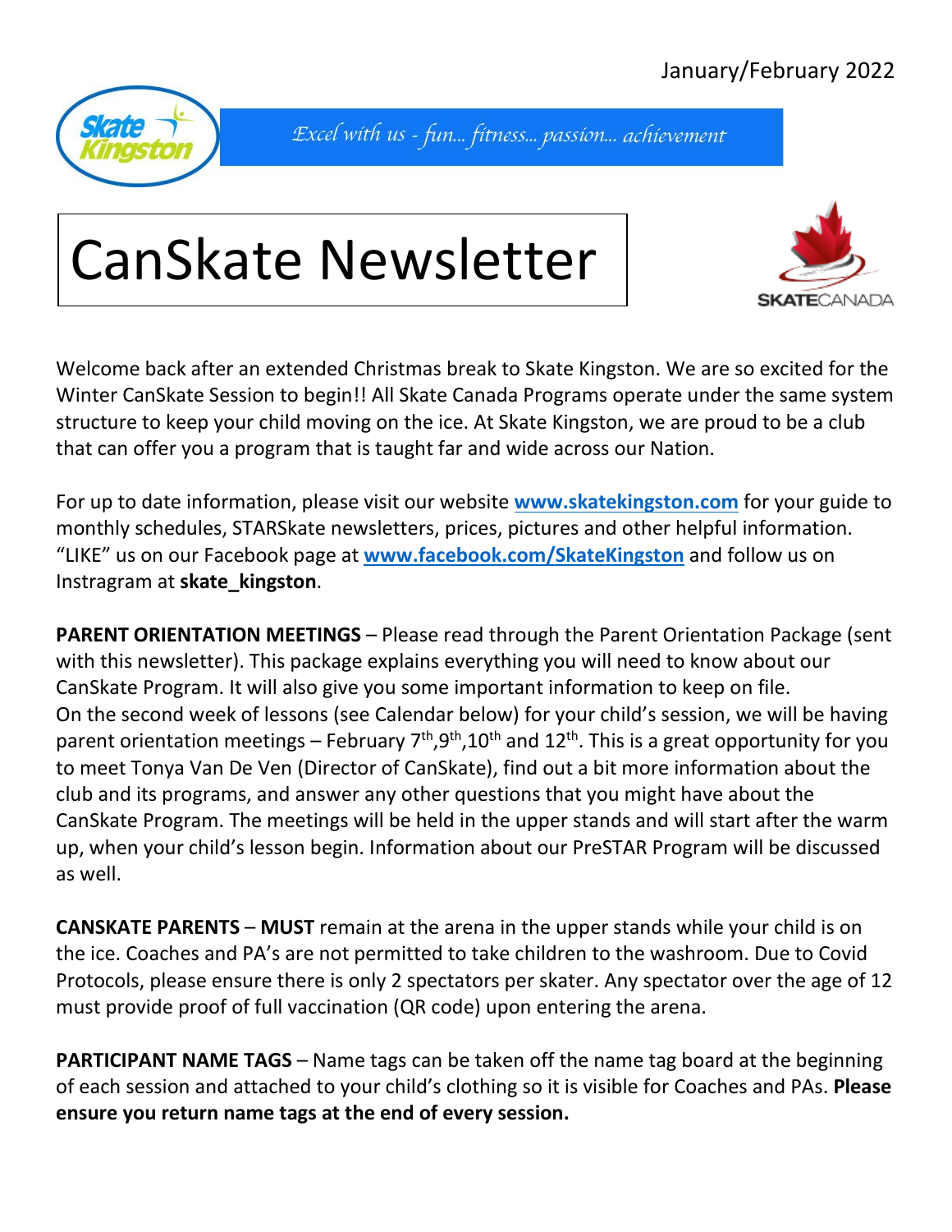January/February 2022

Skate Kingston

*Excel with us - fun... fitness... passion... achievement*

# CanSkate Newsletter

SKATECANADA

Welcome back after an extended Christmas break to Skate Kingston. We are so excited for the Winter CanSkate Session to begin!! All Skate Canada Programs operate under the same system structure to keep your child moving on the ice. At Skate Kingston, we are proud to be a club that can offer you a program that is taught far and wide across our Nation.

For up to date information, please visit our website **www.skatekingston.com** for your guide to monthly schedules, STARSkate newsletters, prices, pictures and other helpful information. "LIKE" us on our Facebook page at **www.facebook.com/SkateKingston** and follow us on Instragram at **skate_kingston**.

**PARENT ORIENTATION MEETINGS** – Please read through the Parent Orientation Package (sent with this newsletter). This package explains everything you will need to know about our CanSkate Program. It will also give you some important information to keep on file.
On the second week of lessons (see Calendar below) for your child's session, we will be having parent orientation meetings – February 7th,9th,10th and 12th. This is a great opportunity for you to meet Tonya Van De Ven (Director of CanSkate), find out a bit more information about the club and its programs, and answer any other questions that you might have about the CanSkate Program. The meetings will be held in the upper stands and will start after the warm up, when your child's lesson begin. Information about our PreSTAR Program will be discussed as well.

**CANSKATE PARENTS** – **MUST** remain at the arena in the upper stands while your child is on the ice. Coaches and PA's are not permitted to take children to the washroom. Due to Covid Protocols, please ensure there is only 2 spectators per skater. Any spectator over the age of 12 must provide proof of full vaccination (QR code) upon entering the arena.

**PARTICIPANT NAME TAGS** – Name tags can be taken off the name tag board at the beginning of each session and attached to your child's clothing so it is visible for Coaches and PAs. **Please ensure you return name tags at the end of every session.**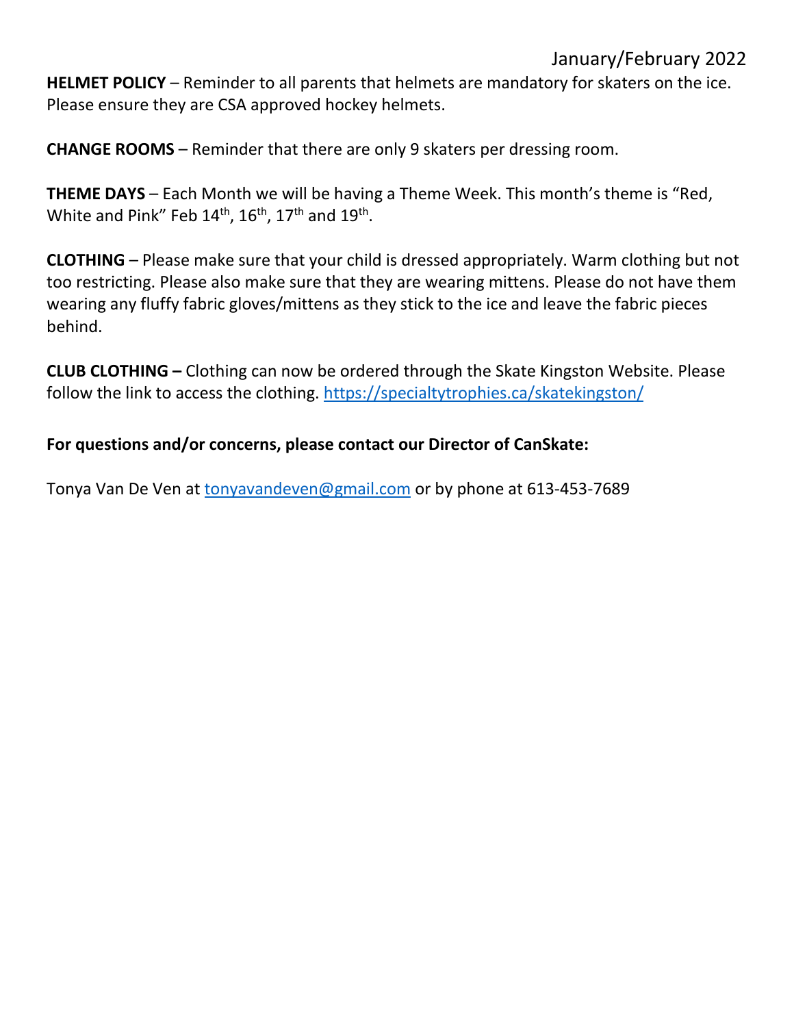January/February 2022

**HELMET POLICY** – Reminder to all parents that helmets are mandatory for skaters on the ice. Please ensure they are CSA approved hockey helmets.

**CHANGE ROOMS** – Reminder that there are only 9 skaters per dressing room.

**THEME DAYS** – Each Month we will be having a Theme Week. This month's theme is "Red, White and Pink" Feb 14th, 16th, 17th and 19th.

**CLOTHING** – Please make sure that your child is dressed appropriately. Warm clothing but not too restricting. Please also make sure that they are wearing mittens. Please do not have them wearing any fluffy fabric gloves/mittens as they stick to the ice and leave the fabric pieces behind.

**CLUB CLOTHING –** Clothing can now be ordered through the Skate Kingston Website. Please follow the link to access the clothing. https://specialtytrophies.ca/skatekingston/

**For questions and/or concerns, please contact our Director of CanSkate:**

Tonya Van De Ven at tonyavandeven@gmail.com or by phone at 613-453-7689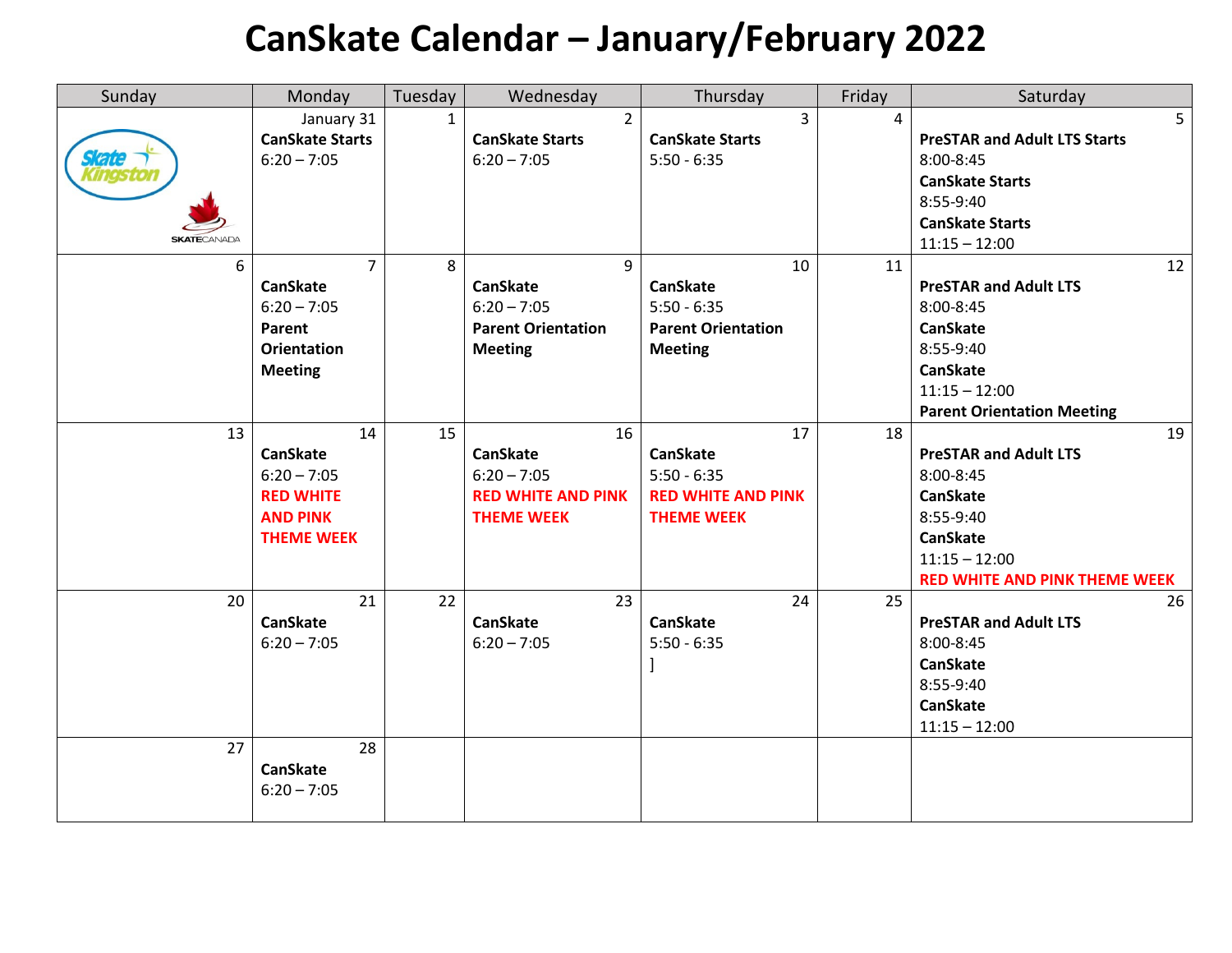# CanSkate Calendar – January/February 2022

| Sunday | Monday | Tuesday | Wednesday | Thursday | Friday | Saturday |
|---|---|---|---|---|---|---|
| | January 31<br>**CanSkate Starts**<br>6:20 – 7:05 | 1 | 2<br>**CanSkate Starts**<br>6:20 – 7:05 | 3<br>**CanSkate Starts**<br>5:50 - 6:35 | 4 | 5<br>**PreSTAR and Adult LTS Starts**<br>8:00-8:45<br>**CanSkate Starts**<br>8:55-9:40<br>**CanSkate Starts**<br>11:15 – 12:00 |
| 6 | 7<br>**CanSkate**<br>6:20 – 7:05<br>**Parent Orientation Meeting** | 8 | 9<br>**CanSkate**<br>6:20 – 7:05<br>**Parent Orientation Meeting** | 10<br>**CanSkate**<br>5:50 - 6:35<br>**Parent Orientation Meeting** | 11 | 12<br>**PreSTAR and Adult LTS**<br>8:00-8:45<br>**CanSkate**<br>8:55-9:40<br>**CanSkate**<br>11:15 – 12:00<br>**Parent Orientation Meeting** |
| 13 | 14<br>**CanSkate**<br>6:20 – 7:05<br>**RED WHITE AND PINK THEME WEEK** | 15 | 16<br>**CanSkate**<br>6:20 – 7:05<br>**RED WHITE AND PINK THEME WEEK** | 17<br>**CanSkate**<br>5:50 - 6:35<br>**RED WHITE AND PINK THEME WEEK** | 18 | 19<br>**PreSTAR and Adult LTS**<br>8:00-8:45<br>**CanSkate**<br>8:55-9:40<br>**CanSkate**<br>11:15 – 12:00<br>**RED WHITE AND PINK THEME WEEK** |
| 20 | 21<br>**CanSkate**<br>6:20 – 7:05 | 22 | 23<br>**CanSkate**<br>6:20 – 7:05 | 24<br>**CanSkate**<br>5:50 - 6:35<br>] | 25 | 26<br>**PreSTAR and Adult LTS**<br>8:00-8:45<br>**CanSkate**<br>8:55-9:40<br>**CanSkate**<br>11:15 – 12:00 |
| 27 | 28<br>**CanSkate**<br>6:20 – 7:05 | | | | | |